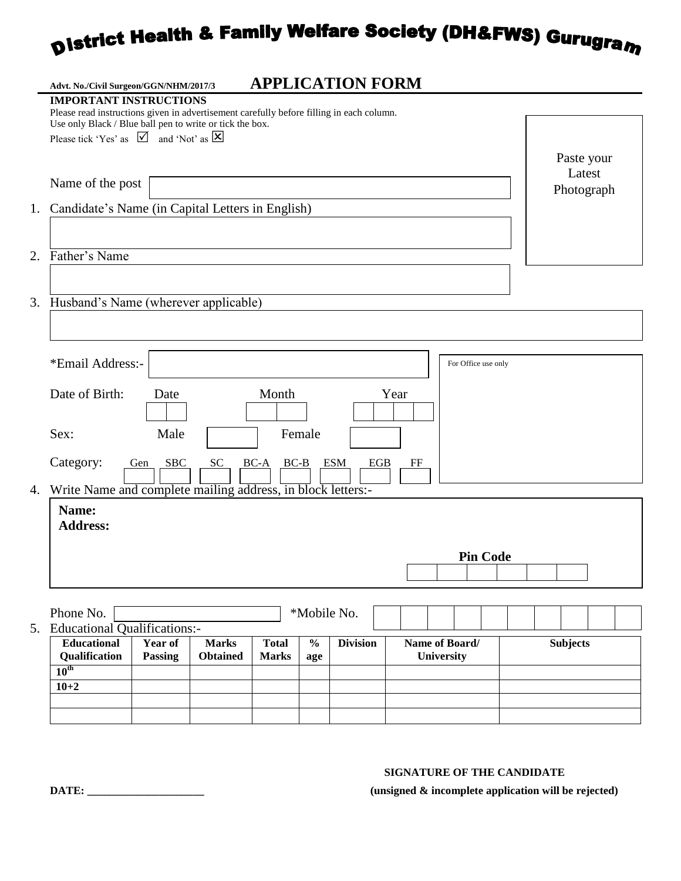# District Health & Family Welfare Society (DH&FWS) Gurugram

**Advt. No./Civil Surgeon/GGN/NHM/2017/3** **APPLICATION FORM**

**IMPORTANT INSTRUCTIONS**

Please read instructions given in advertisement carefully before filling in each column.
Use only Black / Blue ball pen to write or tick the box.
Please tick 'Yes' as ☑ and 'Not' as ☒

Paste your Latest Photograph

Name of the post

1. Candidate's Name (in Capital Letters in English)

2. Father's Name

3. Husband's Name (wherever applicable)

*Email Address:-

For Office use only

Date of Birth: Date Month Year

Sex: Male Female

Category: Gen SBC SC BC-A BC-B ESM EGB FF

4. Write Name and complete mailing address, in block letters:-

**Name:**
**Address:**

**Pin Code**

Phone No. *Mobile No.

5. Educational Qualifications:-

| Educational Qualification | Year of Passing | Marks Obtained | Total Marks | % age | Division | Name of Board/ University | Subjects |
|---|---|---|---|---|---|---|---|
| 10th | | | | | | | |
| 10+2 | | | | | | | |
| | | | | | | | |
| | | | | | | | |

**SIGNATURE OF THE CANDIDATE**

**DATE: ____________________** **(unsigned & incomplete application will be rejected)**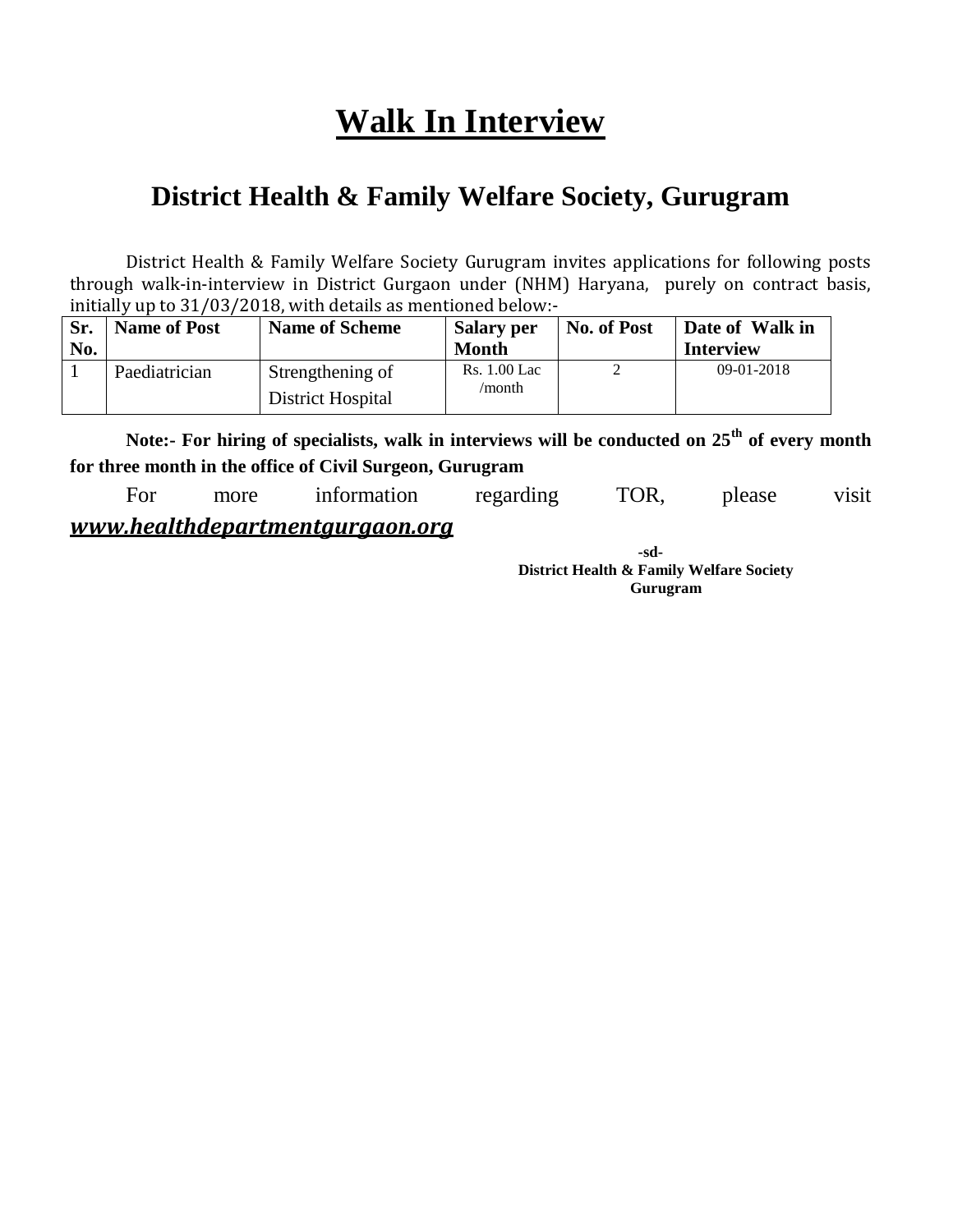# Walk In Interview

## District Health & Family Welfare Society, Gurugram

District Health & Family Welfare Society Gurugram invites applications for following posts through walk-in-interview in District Gurgaon under (NHM) Haryana, purely on contract basis, initially up to 31/03/2018, with details as mentioned below:-

| Sr. No. | Name of Post | Name of Scheme | Salary per Month | No. of Post | Date of Walk in Interview |
|---|---|---|---|---|---|
| 1 | Paediatrician | Strengthening of District Hospital | Rs. 1.00 Lac /month | 2 | 09-01-2018 |

**Note:- For hiring of specialists, walk in interviews will be conducted on 25th of every month for three month in the office of Civil Surgeon, Gurugram**

For more information regarding TOR, please visit ***www.healthdepartmentgurgaon.org***

**-sd-**
**District Health & Family Welfare Society**
**Gurugram**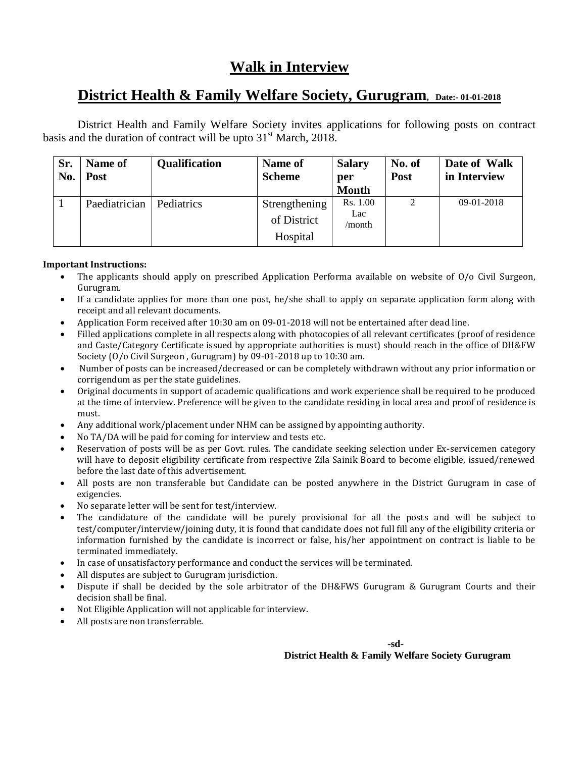# Walk in Interview

## District Health & Family Welfare Society, Gurugram, Date:- 01-01-2018

District Health and Family Welfare Society invites applications for following posts on contract basis and the duration of contract will be upto 31st March, 2018.

| Sr. No. | Name of Post | Qualification | Name of Scheme | Salary per Month | No. of Post | Date of Walk in Interview |
|---|---|---|---|---|---|---|
| 1 | Paediatrician | Pediatrics | Strengthening of District Hospital | Rs. 1.00 Lac /month | 2 | 09-01-2018 |

**Important Instructions:**

- The applicants should apply on prescribed Application Performa available on website of O/o Civil Surgeon, Gurugram.
- If a candidate applies for more than one post, he/she shall to apply on separate application form along with receipt and all relevant documents.
- Application Form received after 10:30 am on 09-01-2018 will not be entertained after dead line.
- Filled applications complete in all respects along with photocopies of all relevant certificates (proof of residence and Caste/Category Certificate issued by appropriate authorities is must) should reach in the office of DH&FW Society (O/o Civil Surgeon , Gurugram) by 09-01-2018 up to 10:30 am.
- Number of posts can be increased/decreased or can be completely withdrawn without any prior information or corrigendum as per the state guidelines.
- Original documents in support of academic qualifications and work experience shall be required to be produced at the time of interview. Preference will be given to the candidate residing in local area and proof of residence is must.
- Any additional work/placement under NHM can be assigned by appointing authority.
- No TA/DA will be paid for coming for interview and tests etc.
- Reservation of posts will be as per Govt. rules. The candidate seeking selection under Ex-servicemen category will have to deposit eligibility certificate from respective Zila Sainik Board to become eligible, issued/renewed before the last date of this advertisement.
- All posts are non transferable but Candidate can be posted anywhere in the District Gurugram in case of exigencies.
- No separate letter will be sent for test/interview.
- The candidature of the candidate will be purely provisional for all the posts and will be subject to test/computer/interview/joining duty, it is found that candidate does not full fill any of the eligibility criteria or information furnished by the candidate is incorrect or false, his/her appointment on contract is liable to be terminated immediately.
- In case of unsatisfactory performance and conduct the services will be terminated.
- All disputes are subject to Gurugram jurisdiction.
- Dispute if shall be decided by the sole arbitrator of the DH&FWS Gurugram & Gurugram Courts and their decision shall be final.
- Not Eligible Application will not applicable for interview.
- All posts are non transferrable.

**-sd-**

**District Health & Family Welfare Society Gurugram**